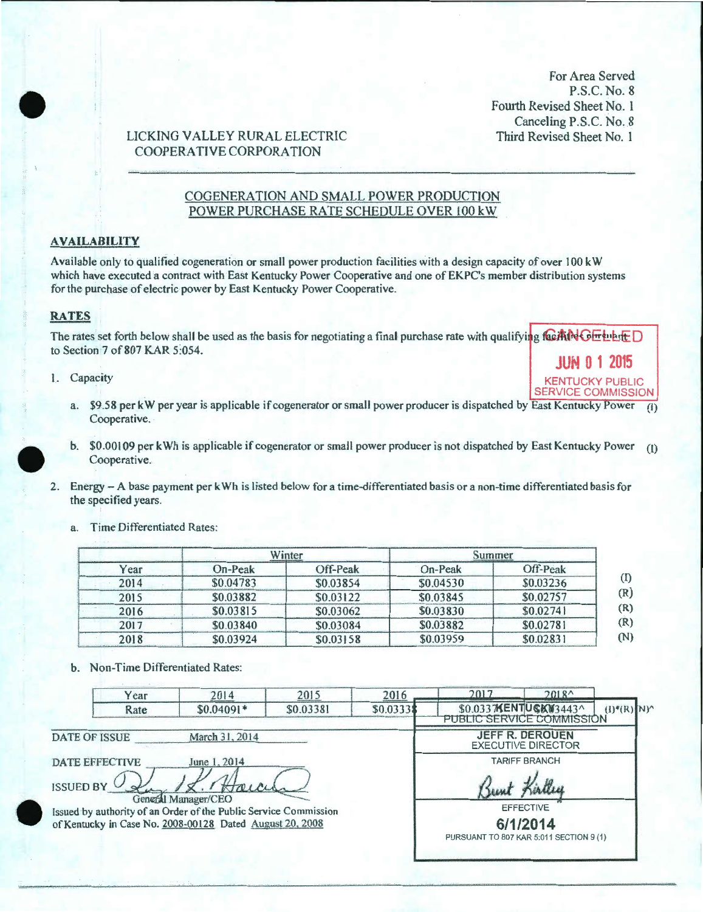For Area Served
P.S.C. No. 8
Fourth Revised Sheet No. 1
Canceling P.S.C. No. 8
Third Revised Sheet No. 1

LICKING VALLEY RURAL ELECTRIC COOPERATIVE CORPORATION

## COGENERATION AND SMALL POWER PRODUCTION POWER PURCHASE RATE SCHEDULE OVER 100 kW

### AVAILABILITY

Available only to qualified cogeneration or small power production facilities with a design capacity of over 100 kW which have executed a contract with East Kentucky Power Cooperative and one of EKPC's member distribution systems for the purchase of electric power by East Kentucky Power Cooperative.

### RATES

The rates set forth below shall be used as the basis for negotiating a final purchase rate with qualifying facilities pursuant to Section 7 of 807 KAR 5:054.

CANCELLED
JUN 0 1 2015
KENTUCKY PUBLIC SERVICE COMMISSION

1. Capacity

   a. $9.58 per kW per year is applicable if cogenerator or small power producer is dispatched by East Kentucky Power Cooperative. (I)

   b. $0.00109 per kWh is applicable if cogenerator or small power producer is not dispatched by East Kentucky Power Cooperative. (I)

2. Energy – A base payment per kWh is listed below for a time-differentiated basis or a non-time differentiated basis for the specified years.

   a. Time Differentiated Rates:

| | Winter | | Summer | | |
|---|---|---|---|---|---|
| Year | On-Peak | Off-Peak | On-Peak | Off-Peak | |
| 2014 | $0.04783 | $0.03854 | $0.04530 | $0.03236 | (I) |
| 2015 | $0.03882 | $0.03122 | $0.03845 | $0.02757 | (R) |
| 2016 | $0.03815 | $0.03062 | $0.03830 | $0.02741 | (R) |
| 2017 | $0.03840 | $0.03084 | $0.03882 | $0.02781 | (R) |
| 2018 | $0.03924 | $0.03158 | $0.03959 | $0.02831 | (N) |

   b. Non-Time Differentiated Rates:

| Year | 2014 | 2015 | 2016 | 2017 | 2018^ | |
|---|---|---|---|---|---|---|
| Rate | $0.04091* | $0.03381 | $0.0333 | $0.0337 | $0.03443^ | (I)*(R)(N)^ |

DATE OF ISSUE March 31, 2014

DATE EFFECTIVE June 1, 2014

ISSUED BY [signature] General Manager/CEO

Issued by authority of an Order of the Public Service Commission of Kentucky in Case No. 2008-00128 Dated August 20, 2008

KENTUCKY PUBLIC SERVICE COMMISSION
JEFF R. DEROUEN
EXECUTIVE DIRECTOR
TARIFF BRANCH
[signature]
EFFECTIVE
6/1/2014
PURSUANT TO 807 KAR 5:011 SECTION 9 (1)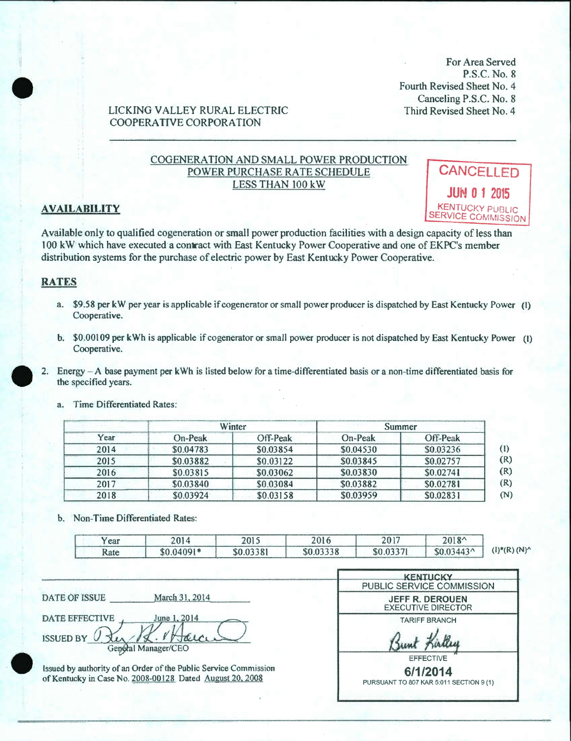For Area Served
P.S.C. No. 8
Fourth Revised Sheet No. 4
Canceling P.S.C. No. 8
Third Revised Sheet No. 4

LICKING VALLEY RURAL ELECTRIC
COOPERATIVE CORPORATION

COGENERATION AND SMALL POWER PRODUCTION
POWER PURCHASE RATE SCHEDULE
LESS THAN 100 kW

CANCELLED
JUN 0 1 2015
KENTUCKY PUBLIC SERVICE COMMISSION

## AVAILABILITY

Available only to qualified cogeneration or small power production facilities with a design capacity of less than 100 kW which have executed a contract with East Kentucky Power Cooperative and one of EKPC's member distribution systems for the purchase of electric power by East Kentucky Power Cooperative.

## RATES

a. $9.58 per kW per year is applicable if cogenerator or small power producer is dispatched by East Kentucky Power Cooperative. (I)

b. $0.00109 per kWh is applicable if cogenerator or small power producer is not dispatched by East Kentucky Power Cooperative. (I)

2. Energy – A base payment per kWh is listed below for a time-differentiated basis or a non-time differentiated basis for the specified years.

a. Time Differentiated Rates:

| | Winter | | Summer | | |
|---|---|---|---|---|---|
| Year | On-Peak | Off-Peak | On-Peak | Off-Peak | |
| 2014 | $0.04783 | $0.03854 | $0.04530 | $0.03236 | (I) |
| 2015 | $0.03882 | $0.03122 | $0.03845 | $0.02757 | (R) |
| 2016 | $0.03815 | $0.03062 | $0.03830 | $0.02741 | (R) |
| 2017 | $0.03840 | $0.03084 | $0.03882 | $0.02781 | (R) |
| 2018 | $0.03924 | $0.03158 | $0.03959 | $0.02831 | (N) |

b. Non-Time Differentiated Rates:

| Year | 2014 | 2015 | 2016 | 2017 | 2018^ | |
|---|---|---|---|---|---|---|
| Rate | $0.04091* | $0.03381 | $0.03338 | $0.03371 | $0.03443^ | (I)*(R) (N)^ |

DATE OF ISSUE March 31, 2014

DATE EFFECTIVE June 1, 2014

ISSUED BY General Manager/CEO

Issued by authority of an Order of the Public Service Commission of Kentucky in Case No. 2008-00128 Dated August 20, 2008

KENTUCKY
PUBLIC SERVICE COMMISSION
JEFF R. DEROUEN
EXECUTIVE DIRECTOR
TARIFF BRANCH
Bunt Kirtley
EFFECTIVE
6/1/2014
PURSUANT TO 807 KAR 5:011 SECTION 9 (1)